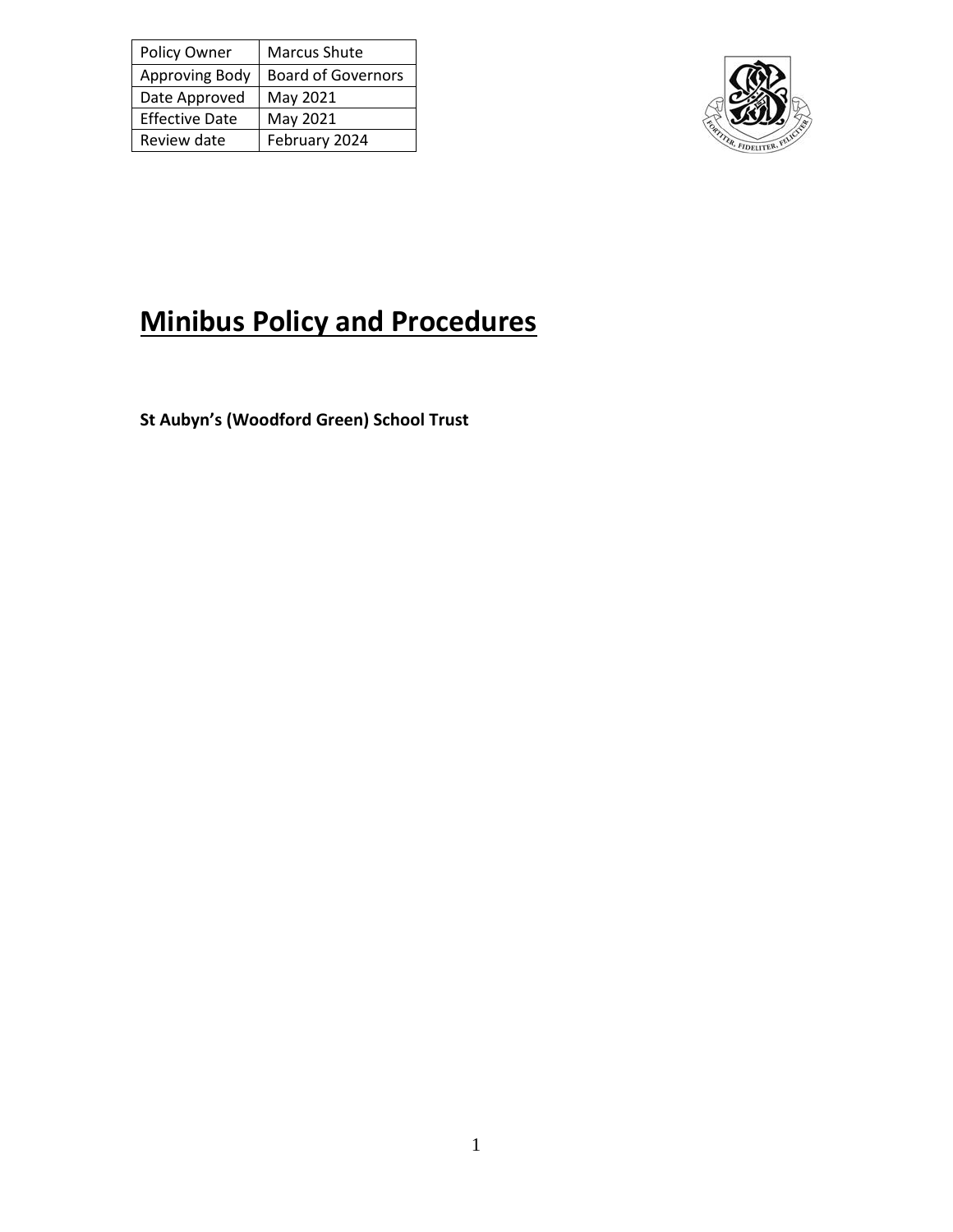| Policy Owner | Marcus Shute |
| --- | --- |
| Approving Body | Board of Governors |
| Date Approved | May 2021 |
| Effective Date | May 2021 |
| Review date | February 2024 |

# Minibus Policy and Procedures

**St Aubyn's (Woodford Green) School Trust**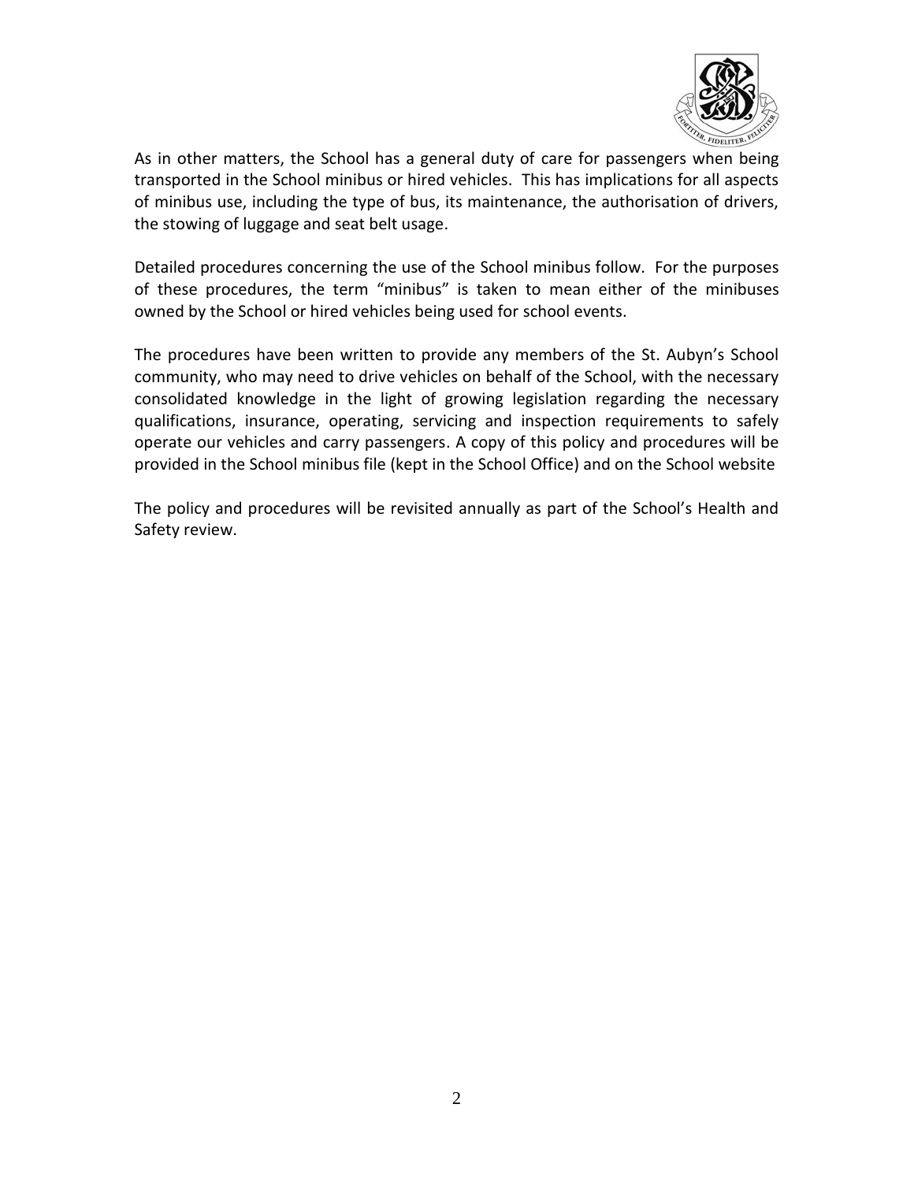As in other matters, the School has a general duty of care for passengers when being transported in the School minibus or hired vehicles. This has implications for all aspects of minibus use, including the type of bus, its maintenance, the authorisation of drivers, the stowing of luggage and seat belt usage.

Detailed procedures concerning the use of the School minibus follow. For the purposes of these procedures, the term “minibus” is taken to mean either of the minibuses owned by the School or hired vehicles being used for school events.

The procedures have been written to provide any members of the St. Aubyn’s School community, who may need to drive vehicles on behalf of the School, with the necessary consolidated knowledge in the light of growing legislation regarding the necessary qualifications, insurance, operating, servicing and inspection requirements to safely operate our vehicles and carry passengers. A copy of this policy and procedures will be provided in the School minibus file (kept in the School Office) and on the School website

The policy and procedures will be revisited annually as part of the School’s Health and Safety review.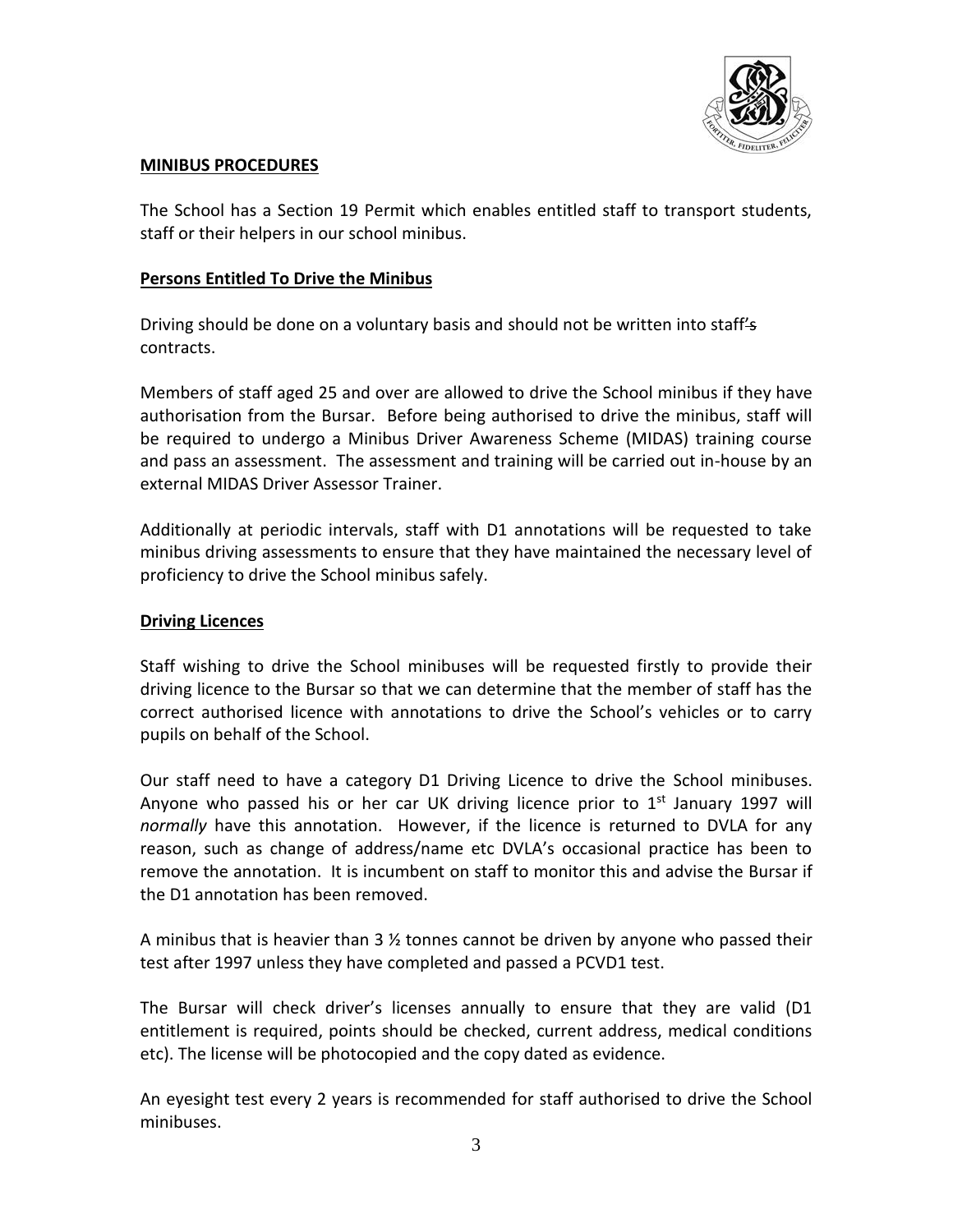**MINIBUS PROCEDURES**

The School has a Section 19 Permit which enables entitled staff to transport students, staff or their helpers in our school minibus.

**Persons Entitled To Drive the Minibus**

Driving should be done on a voluntary basis and should not be written into staff's contracts.

Members of staff aged 25 and over are allowed to drive the School minibus if they have authorisation from the Bursar. Before being authorised to drive the minibus, staff will be required to undergo a Minibus Driver Awareness Scheme (MIDAS) training course and pass an assessment. The assessment and training will be carried out in-house by an external MIDAS Driver Assessor Trainer.

Additionally at periodic intervals, staff with D1 annotations will be requested to take minibus driving assessments to ensure that they have maintained the necessary level of proficiency to drive the School minibus safely.

**Driving Licences**

Staff wishing to drive the School minibuses will be requested firstly to provide their driving licence to the Bursar so that we can determine that the member of staff has the correct authorised licence with annotations to drive the School's vehicles or to carry pupils on behalf of the School.

Our staff need to have a category D1 Driving Licence to drive the School minibuses. Anyone who passed his or her car UK driving licence prior to 1st January 1997 will *normally* have this annotation. However, if the licence is returned to DVLA for any reason, such as change of address/name etc DVLA's occasional practice has been to remove the annotation. It is incumbent on staff to monitor this and advise the Bursar if the D1 annotation has been removed.

A minibus that is heavier than 3 ½ tonnes cannot be driven by anyone who passed their test after 1997 unless they have completed and passed a PCVD1 test.

The Bursar will check driver's licenses annually to ensure that they are valid (D1 entitlement is required, points should be checked, current address, medical conditions etc). The license will be photocopied and the copy dated as evidence.

An eyesight test every 2 years is recommended for staff authorised to drive the School minibuses.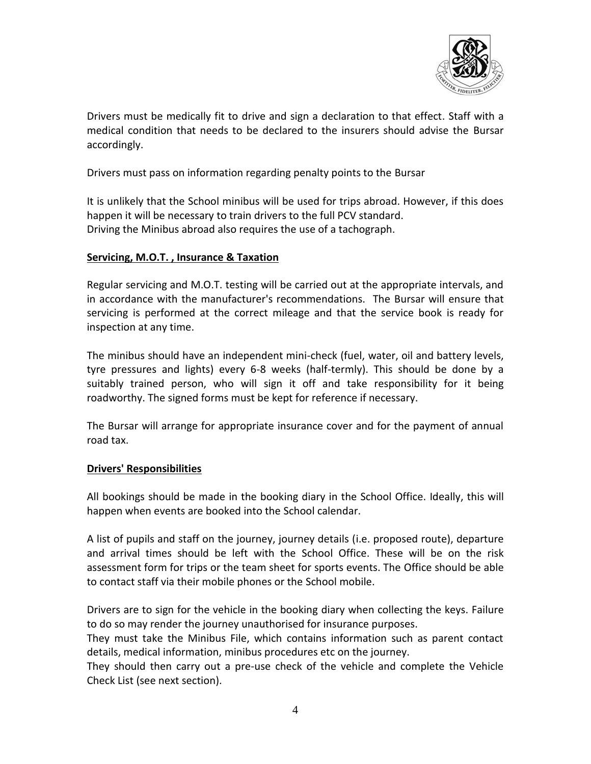Drivers must be medically fit to drive and sign a declaration to that effect. Staff with a medical condition that needs to be declared to the insurers should advise the Bursar accordingly.

Drivers must pass on information regarding penalty points to the Bursar

It is unlikely that the School minibus will be used for trips abroad. However, if this does happen it will be necessary to train drivers to the full PCV standard.
Driving the Minibus abroad also requires the use of a tachograph.

**Servicing, M.O.T. , Insurance & Taxation**

Regular servicing and M.O.T. testing will be carried out at the appropriate intervals, and in accordance with the manufacturer's recommendations. The Bursar will ensure that servicing is performed at the correct mileage and that the service book is ready for inspection at any time.

The minibus should have an independent mini-check (fuel, water, oil and battery levels, tyre pressures and lights) every 6-8 weeks (half-termly). This should be done by a suitably trained person, who will sign it off and take responsibility for it being roadworthy. The signed forms must be kept for reference if necessary.

The Bursar will arrange for appropriate insurance cover and for the payment of annual road tax.

**Drivers' Responsibilities**

All bookings should be made in the booking diary in the School Office. Ideally, this will happen when events are booked into the School calendar.

A list of pupils and staff on the journey, journey details (i.e. proposed route), departure and arrival times should be left with the School Office. These will be on the risk assessment form for trips or the team sheet for sports events. The Office should be able to contact staff via their mobile phones or the School mobile.

Drivers are to sign for the vehicle in the booking diary when collecting the keys. Failure to do so may render the journey unauthorised for insurance purposes.
They must take the Minibus File, which contains information such as parent contact details, medical information, minibus procedures etc on the journey.
They should then carry out a pre-use check of the vehicle and complete the Vehicle Check List (see next section).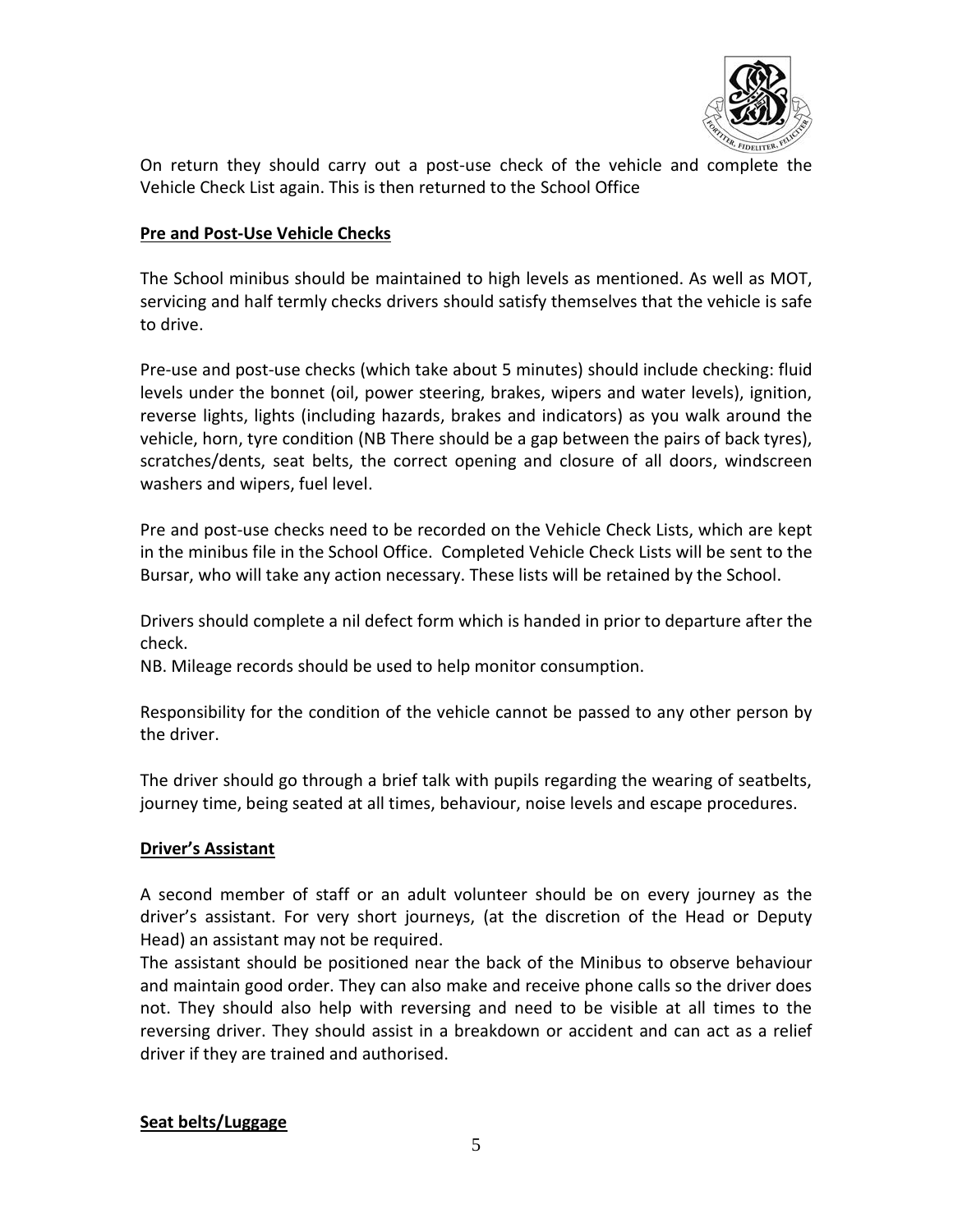On return they should carry out a post-use check of the vehicle and complete the Vehicle Check List again. This is then returned to the School Office

**Pre and Post-Use Vehicle Checks**

The School minibus should be maintained to high levels as mentioned. As well as MOT, servicing and half termly checks drivers should satisfy themselves that the vehicle is safe to drive.

Pre-use and post-use checks (which take about 5 minutes) should include checking: fluid levels under the bonnet (oil, power steering, brakes, wipers and water levels), ignition, reverse lights, lights (including hazards, brakes and indicators) as you walk around the vehicle, horn, tyre condition (NB There should be a gap between the pairs of back tyres), scratches/dents, seat belts, the correct opening and closure of all doors, windscreen washers and wipers, fuel level.

Pre and post-use checks need to be recorded on the Vehicle Check Lists, which are kept in the minibus file in the School Office. Completed Vehicle Check Lists will be sent to the Bursar, who will take any action necessary. These lists will be retained by the School.

Drivers should complete a nil defect form which is handed in prior to departure after the check.
NB. Mileage records should be used to help monitor consumption.

Responsibility for the condition of the vehicle cannot be passed to any other person by the driver.

The driver should go through a brief talk with pupils regarding the wearing of seatbelts, journey time, being seated at all times, behaviour, noise levels and escape procedures.

**Driver's Assistant**

A second member of staff or an adult volunteer should be on every journey as the driver's assistant. For very short journeys, (at the discretion of the Head or Deputy Head) an assistant may not be required.
The assistant should be positioned near the back of the Minibus to observe behaviour and maintain good order. They can also make and receive phone calls so the driver does not. They should also help with reversing and need to be visible at all times to the reversing driver. They should assist in a breakdown or accident and can act as a relief driver if they are trained and authorised.

**Seat belts/Luggage**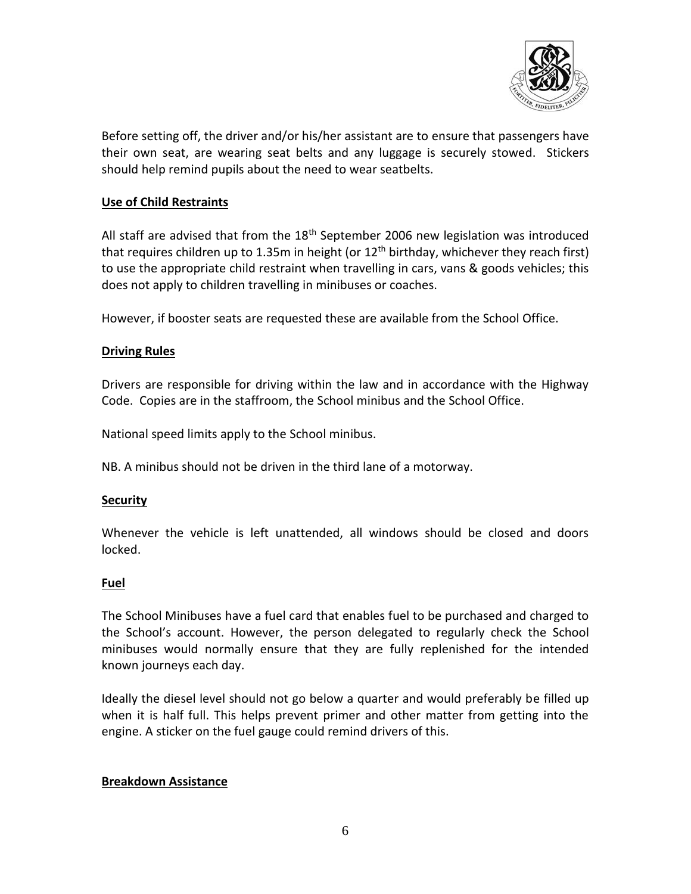Before setting off, the driver and/or his/her assistant are to ensure that passengers have their own seat, are wearing seat belts and any luggage is securely stowed. Stickers should help remind pupils about the need to wear seatbelts.

## Use of Child Restraints

All staff are advised that from the 18th September 2006 new legislation was introduced that requires children up to 1.35m in height (or 12th birthday, whichever they reach first) to use the appropriate child restraint when travelling in cars, vans & goods vehicles; this does not apply to children travelling in minibuses or coaches.

However, if booster seats are requested these are available from the School Office.

## Driving Rules

Drivers are responsible for driving within the law and in accordance with the Highway Code. Copies are in the staffroom, the School minibus and the School Office.

National speed limits apply to the School minibus.

NB. A minibus should not be driven in the third lane of a motorway.

## Security

Whenever the vehicle is left unattended, all windows should be closed and doors locked.

## Fuel

The School Minibuses have a fuel card that enables fuel to be purchased and charged to the School's account. However, the person delegated to regularly check the School minibuses would normally ensure that they are fully replenished for the intended known journeys each day.

Ideally the diesel level should not go below a quarter and would preferably be filled up when it is half full. This helps prevent primer and other matter from getting into the engine. A sticker on the fuel gauge could remind drivers of this.

## Breakdown Assistance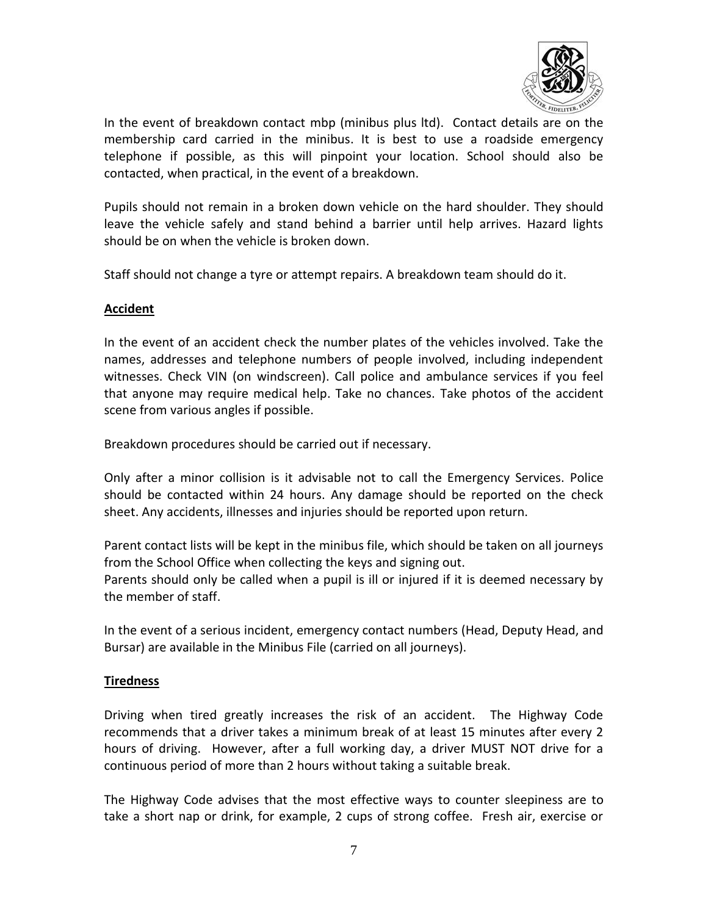In the event of breakdown contact mbp (minibus plus ltd). Contact details are on the membership card carried in the minibus. It is best to use a roadside emergency telephone if possible, as this will pinpoint your location. School should also be contacted, when practical, in the event of a breakdown.

Pupils should not remain in a broken down vehicle on the hard shoulder. They should leave the vehicle safely and stand behind a barrier until help arrives. Hazard lights should be on when the vehicle is broken down.

Staff should not change a tyre or attempt repairs. A breakdown team should do it.

## Accident

In the event of an accident check the number plates of the vehicles involved. Take the names, addresses and telephone numbers of people involved, including independent witnesses. Check VIN (on windscreen). Call police and ambulance services if you feel that anyone may require medical help. Take no chances. Take photos of the accident scene from various angles if possible.

Breakdown procedures should be carried out if necessary.

Only after a minor collision is it advisable not to call the Emergency Services. Police should be contacted within 24 hours. Any damage should be reported on the check sheet. Any accidents, illnesses and injuries should be reported upon return.

Parent contact lists will be kept in the minibus file, which should be taken on all journeys from the School Office when collecting the keys and signing out.
Parents should only be called when a pupil is ill or injured if it is deemed necessary by the member of staff.

In the event of a serious incident, emergency contact numbers (Head, Deputy Head, and Bursar) are available in the Minibus File (carried on all journeys).

## Tiredness

Driving when tired greatly increases the risk of an accident. The Highway Code recommends that a driver takes a minimum break of at least 15 minutes after every 2 hours of driving. However, after a full working day, a driver MUST NOT drive for a continuous period of more than 2 hours without taking a suitable break.

The Highway Code advises that the most effective ways to counter sleepiness are to take a short nap or drink, for example, 2 cups of strong coffee. Fresh air, exercise or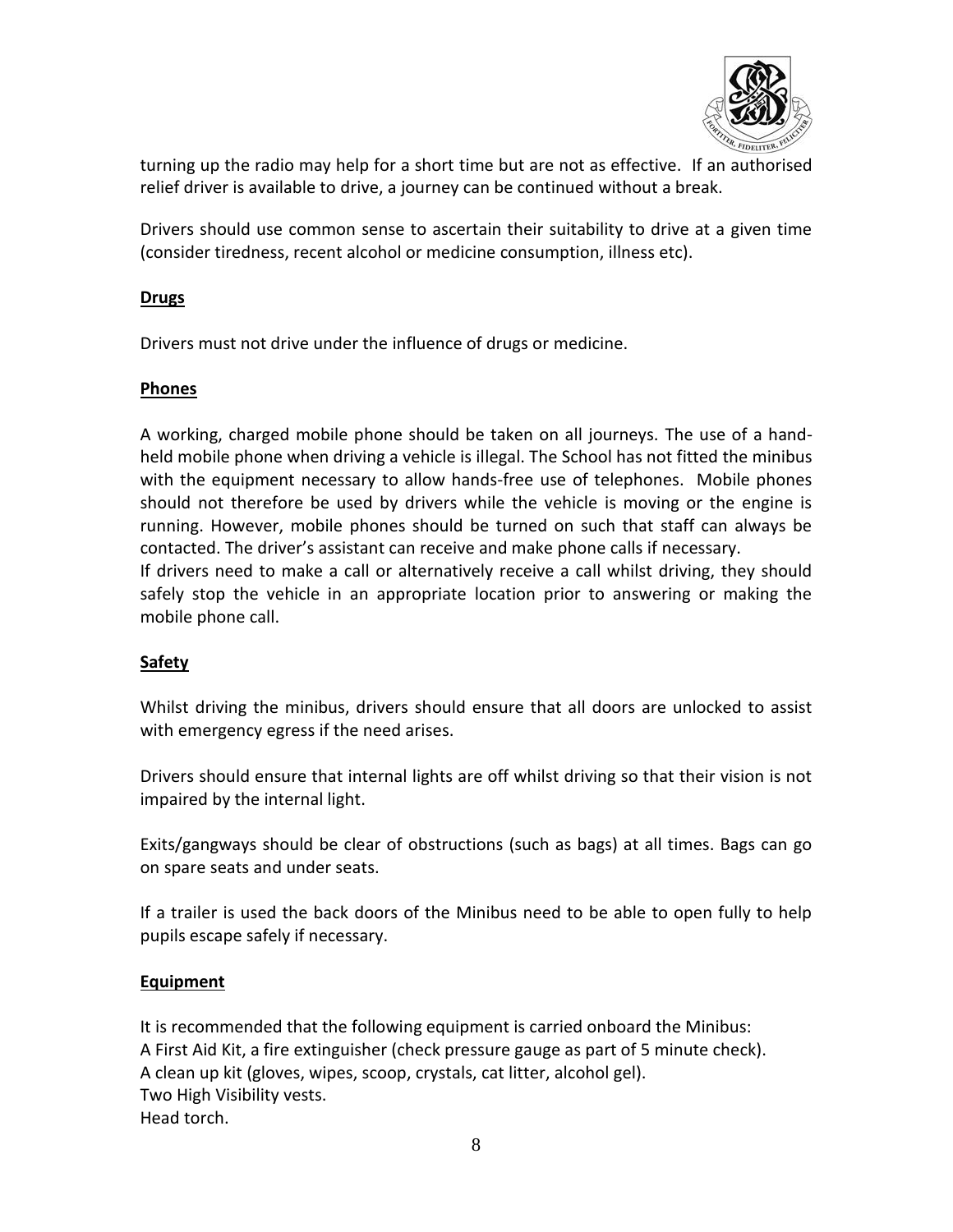turning up the radio may help for a short time but are not as effective. If an authorised relief driver is available to drive, a journey can be continued without a break.

Drivers should use common sense to ascertain their suitability to drive at a given time (consider tiredness, recent alcohol or medicine consumption, illness etc).

**Drugs**

Drivers must not drive under the influence of drugs or medicine.

**Phones**

A working, charged mobile phone should be taken on all journeys. The use of a hand-held mobile phone when driving a vehicle is illegal. The School has not fitted the minibus with the equipment necessary to allow hands-free use of telephones. Mobile phones should not therefore be used by drivers while the vehicle is moving or the engine is running. However, mobile phones should be turned on such that staff can always be contacted. The driver's assistant can receive and make phone calls if necessary.
If drivers need to make a call or alternatively receive a call whilst driving, they should safely stop the vehicle in an appropriate location prior to answering or making the mobile phone call.

**Safety**

Whilst driving the minibus, drivers should ensure that all doors are unlocked to assist with emergency egress if the need arises.

Drivers should ensure that internal lights are off whilst driving so that their vision is not impaired by the internal light.

Exits/gangways should be clear of obstructions (such as bags) at all times. Bags can go on spare seats and under seats.

If a trailer is used the back doors of the Minibus need to be able to open fully to help pupils escape safely if necessary.

**Equipment**

It is recommended that the following equipment is carried onboard the Minibus:
A First Aid Kit, a fire extinguisher (check pressure gauge as part of 5 minute check).
A clean up kit (gloves, wipes, scoop, crystals, cat litter, alcohol gel).
Two High Visibility vests.
Head torch.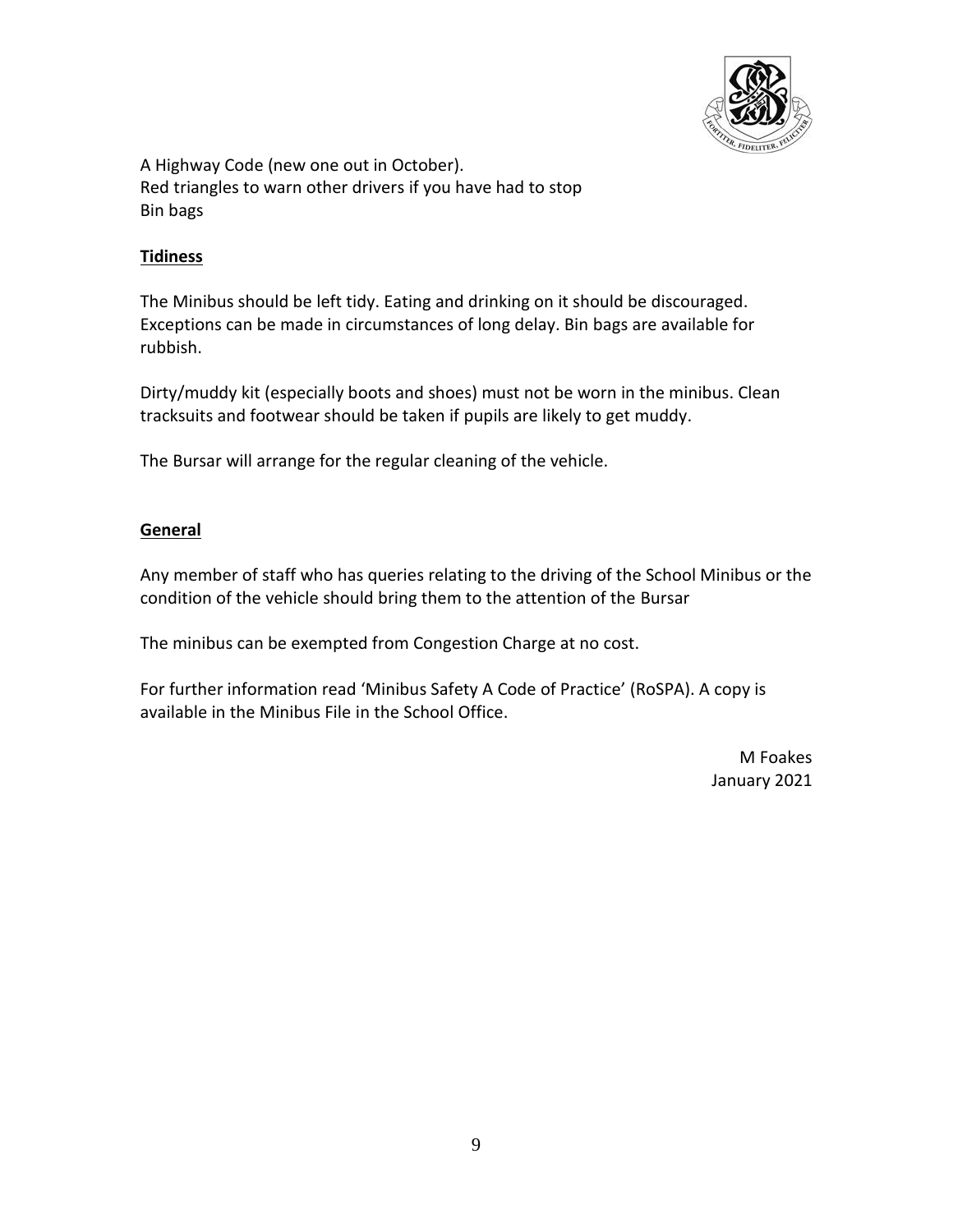A Highway Code (new one out in October).
Red triangles to warn other drivers if you have had to stop
Bin bags

**Tidiness**

The Minibus should be left tidy. Eating and drinking on it should be discouraged. Exceptions can be made in circumstances of long delay. Bin bags are available for rubbish.

Dirty/muddy kit (especially boots and shoes) must not be worn in the minibus. Clean tracksuits and footwear should be taken if pupils are likely to get muddy.

The Bursar will arrange for the regular cleaning of the vehicle.

**General**

Any member of staff who has queries relating to the driving of the School Minibus or the condition of the vehicle should bring them to the attention of the Bursar

The minibus can be exempted from Congestion Charge at no cost.

For further information read 'Minibus Safety A Code of Practice' (RoSPA). A copy is available in the Minibus File in the School Office.

M Foakes
January 2021